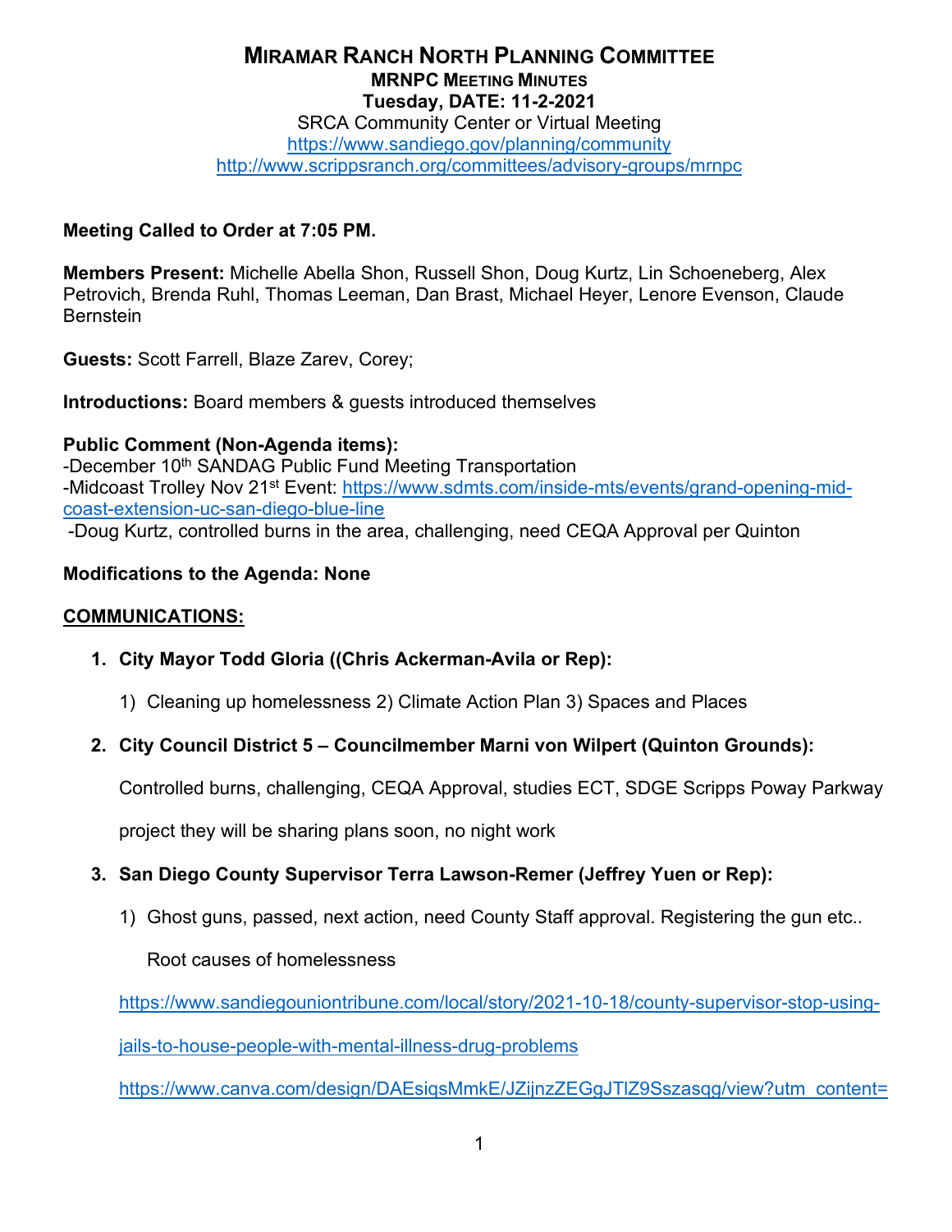# MIRAMAR RANCH NORTH PLANNING COMMITTEE

## MRNPC MEETING MINUTES

**Tuesday, DATE: 11-2-2021**

SRCA Community Center or Virtual Meeting

https://www.sandiego.gov/planning/community

http://www.scrippsranch.org/committees/advisory-groups/mrnpc

**Meeting Called to Order at 7:05 PM.**

**Members Present:** Michelle Abella Shon, Russell Shon, Doug Kurtz, Lin Schoeneberg, Alex Petrovich, Brenda Ruhl, Thomas Leeman, Dan Brast, Michael Heyer, Lenore Evenson, Claude Bernstein

**Guests:** Scott Farrell, Blaze Zarev, Corey;

**Introductions:** Board members & guests introduced themselves

**Public Comment (Non-Agenda items):**

-December 10th SANDAG Public Fund Meeting Transportation

-Midcoast Trolley Nov 21st Event: https://www.sdmts.com/inside-mts/events/grand-opening-mid-coast-extension-uc-san-diego-blue-line

-Doug Kurtz, controlled burns in the area, challenging, need CEQA Approval per Quinton

**Modifications to the Agenda: None**

**COMMUNICATIONS:**

1. **City Mayor Todd Gloria ((Chris Ackerman-Avila or Rep):**

   1) Cleaning up homelessness 2) Climate Action Plan 3) Spaces and Places

2. **City Council District 5 – Councilmember Marni von Wilpert (Quinton Grounds):**

   Controlled burns, challenging, CEQA Approval, studies ECT, SDGE Scripps Poway Parkway project they will be sharing plans soon, no night work

3. **San Diego County Supervisor Terra Lawson-Remer (Jeffrey Yuen or Rep):**

   1) Ghost guns, passed, next action, need County Staff approval. Registering the gun etc..

      Root causes of homelessness

   https://www.sandiegouniontribune.com/local/story/2021-10-18/county-supervisor-stop-using-jails-to-house-people-with-mental-illness-drug-problems

   https://www.canva.com/design/DAEsiqsMmkE/JZijnzZEGgJTlZ9Sszasqg/view?utm_content=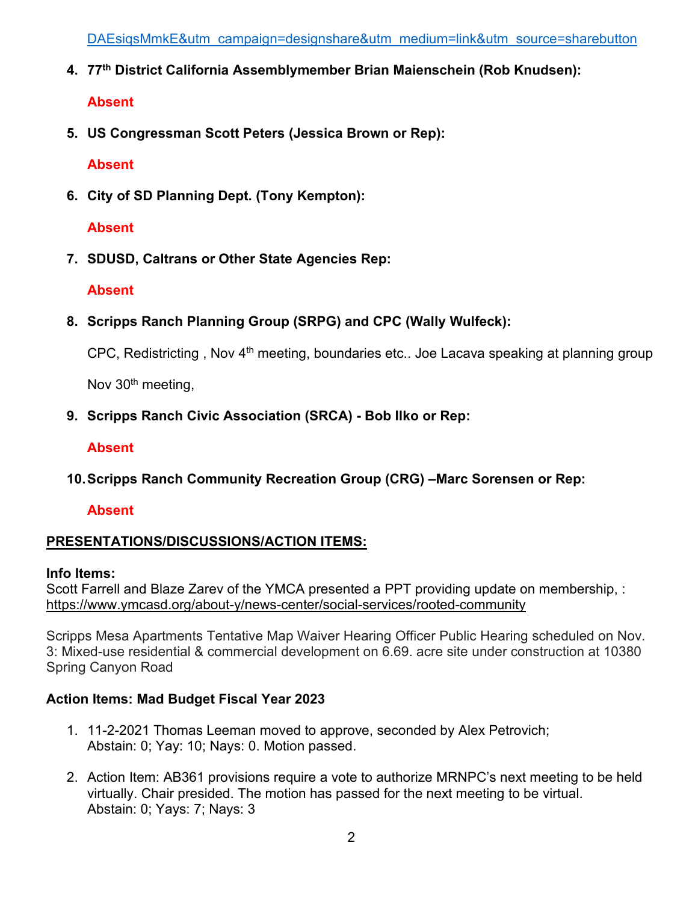DAEsiqsMmkE&utm_campaign=designshare&utm_medium=link&utm_source=sharebutton

4. **77th District California Assemblymember Brian Maienschein (Rob Knudsen):**

   **Absent**

5. **US Congressman Scott Peters (Jessica Brown or Rep):**

   **Absent**

6. **City of SD Planning Dept. (Tony Kempton):**

   **Absent**

7. **SDUSD, Caltrans or Other State Agencies Rep:**

   **Absent**

8. **Scripps Ranch Planning Group (SRPG) and CPC (Wally Wulfeck):**

   CPC, Redistricting , Nov 4th meeting, boundaries etc.. Joe Lacava speaking at planning group

   Nov 30th meeting,

9. **Scripps Ranch Civic Association (SRCA) - Bob Ilko or Rep:**

   **Absent**

10. **Scripps Ranch Community Recreation Group (CRG) –Marc Sorensen or Rep:**

    **Absent**

## PRESENTATIONS/DISCUSSIONS/ACTION ITEMS:

**Info Items:**
Scott Farrell and Blaze Zarev of the YMCA presented a PPT providing update on membership, : https://www.ymcasd.org/about-y/news-center/social-services/rooted-community

Scripps Mesa Apartments Tentative Map Waiver Hearing Officer Public Hearing scheduled on Nov. 3: Mixed-use residential & commercial development on 6.69. acre site under construction at 10380 Spring Canyon Road

**Action Items: Mad Budget Fiscal Year 2023**

1. 11-2-2021 Thomas Leeman moved to approve, seconded by Alex Petrovich;
   Abstain: 0; Yay: 10; Nays: 0. Motion passed.

2. Action Item: AB361 provisions require a vote to authorize MRNPC's next meeting to be held virtually. Chair presided. The motion has passed for the next meeting to be virtual.
   Abstain: 0; Yays: 7; Nays: 3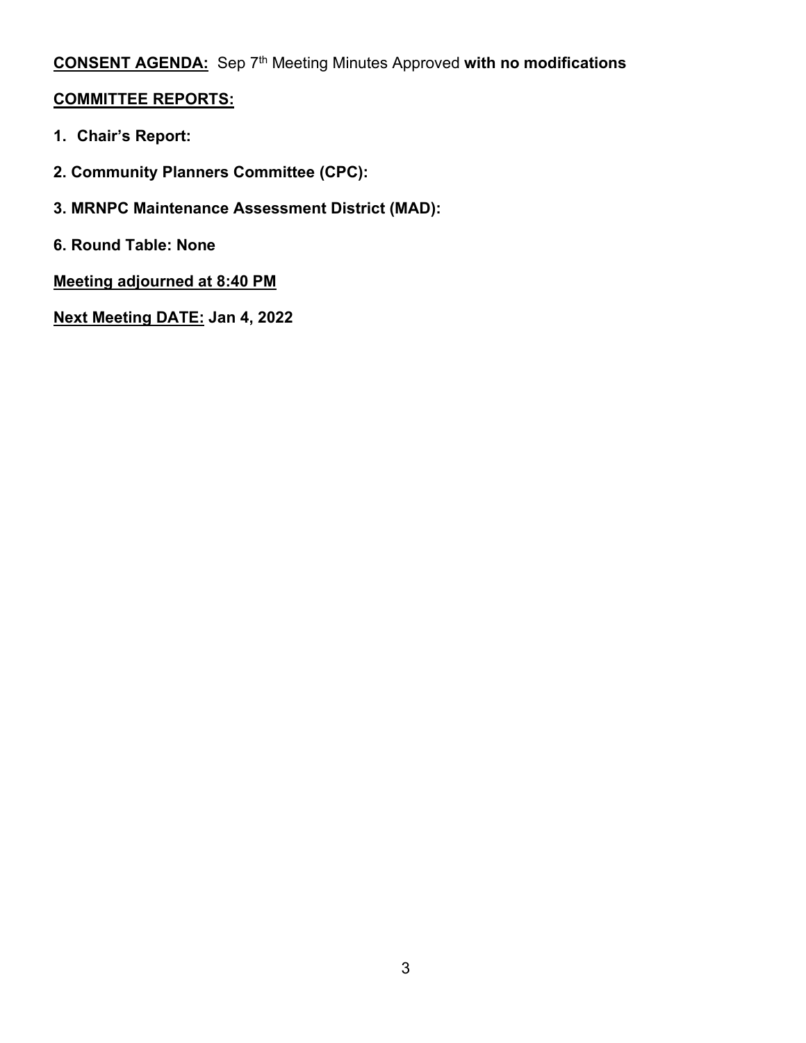**CONSENT AGENDA:** Sep 7th Meeting Minutes Approved **with no modifications**

**COMMITTEE REPORTS:**

**1. Chair's Report:**

**2. Community Planners Committee (CPC):**

**3. MRNPC Maintenance Assessment District (MAD):**

**6. Round Table: None**

**Meeting adjourned at 8:40 PM**

**Next Meeting DATE: Jan 4, 2022**